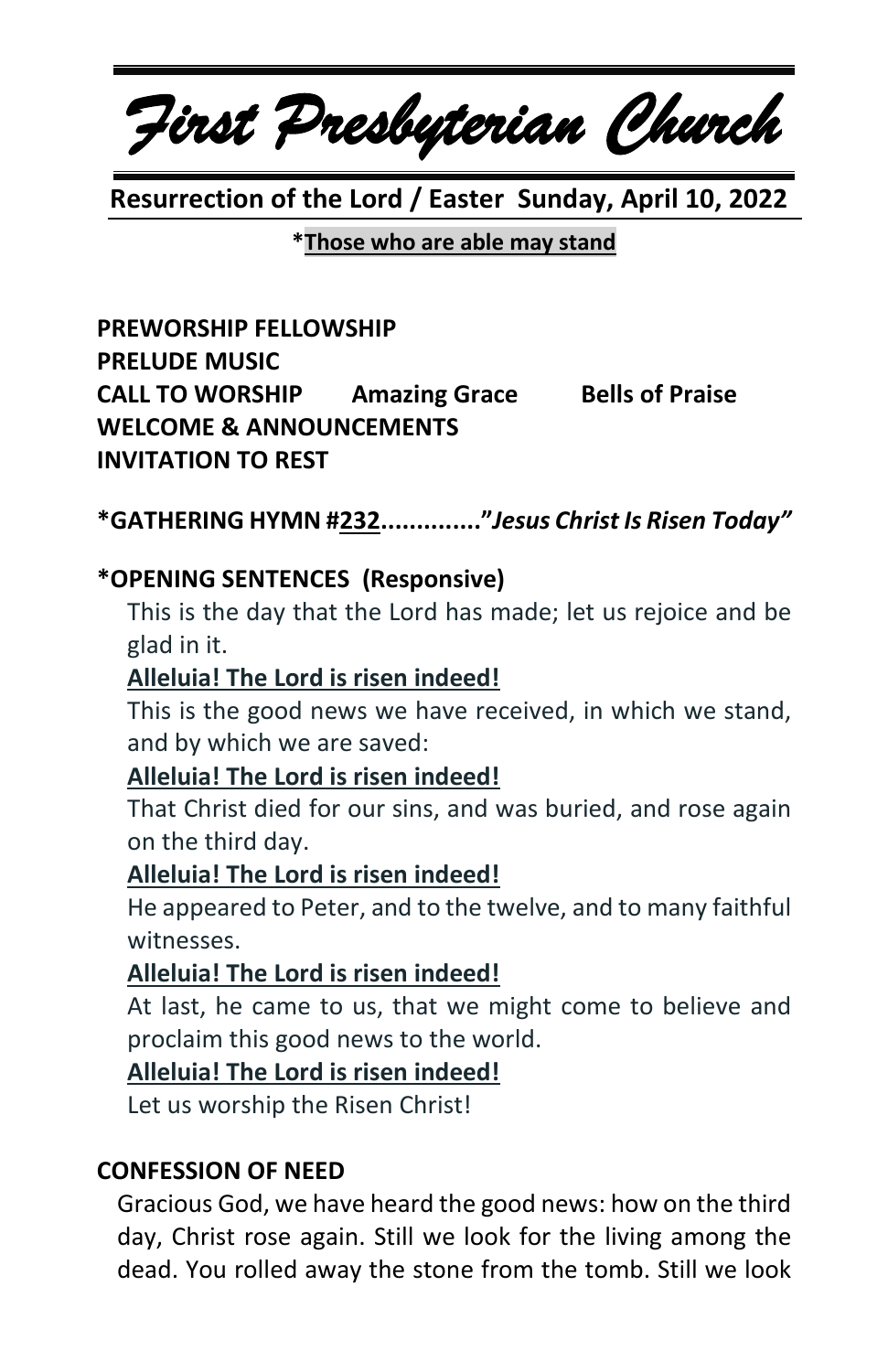# *First Presbyterian Church*

**Resurrection of the Lord / Easter Sunday, April 10, 2022**

***Those who are able may stand**

**PREWORSHIP FELLOWSHIP**
**PRELUDE MUSIC**
**CALL TO WORSHIP Amazing Grace Bells of Praise**
**WELCOME & ANNOUNCEMENTS**
**INVITATION TO REST**

**\*GATHERING HYMN #232..............***"Jesus Christ Is Risen Today"***

**\*OPENING SENTENCES (Responsive)**

This is the day that the Lord has made; let us rejoice and be glad in it.

**Alleluia! The Lord is risen indeed!**

This is the good news we have received, in which we stand, and by which we are saved:

**Alleluia! The Lord is risen indeed!**

That Christ died for our sins, and was buried, and rose again on the third day.

**Alleluia! The Lord is risen indeed!**

He appeared to Peter, and to the twelve, and to many faithful witnesses.

**Alleluia! The Lord is risen indeed!**

At last, he came to us, that we might come to believe and proclaim this good news to the world.

**Alleluia! The Lord is risen indeed!**

Let us worship the Risen Christ!

**CONFESSION OF NEED**

Gracious God, we have heard the good news: how on the third day, Christ rose again. Still we look for the living among the dead. You rolled away the stone from the tomb. Still we look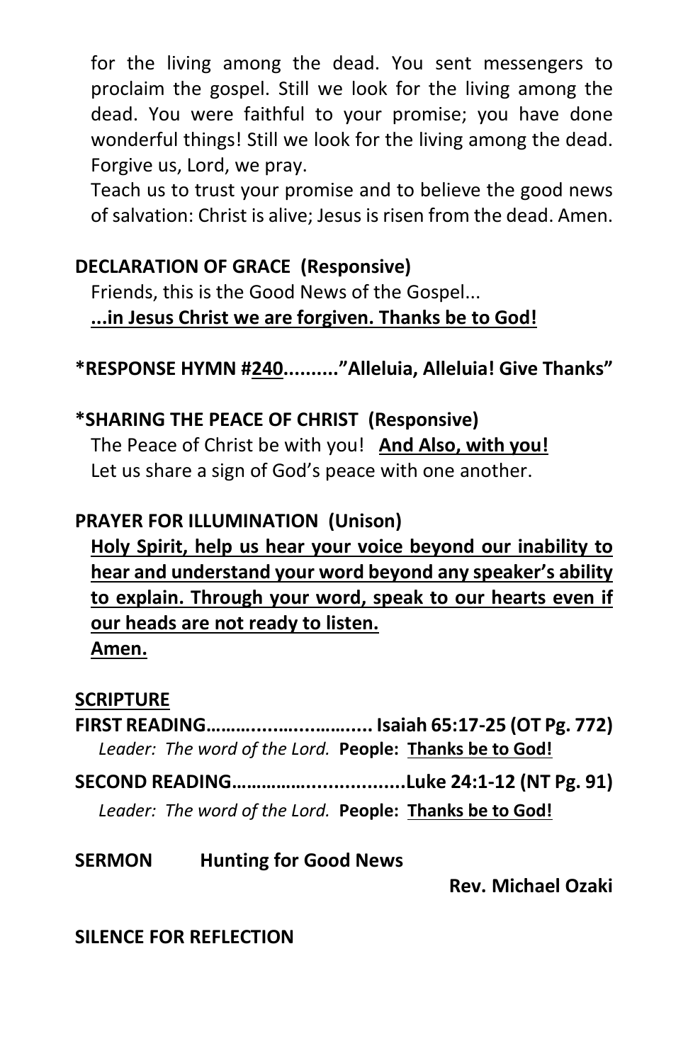for the living among the dead. You sent messengers to proclaim the gospel. Still we look for the living among the dead. You were faithful to your promise; you have done wonderful things! Still we look for the living among the dead. Forgive us, Lord, we pray.

Teach us to trust your promise and to believe the good news of salvation: Christ is alive; Jesus is risen from the dead. Amen.

**DECLARATION OF GRACE (Responsive)**

Friends, this is the Good News of the Gospel...

**...in Jesus Christ we are forgiven. Thanks be to God!**

**\*RESPONSE HYMN #240.........."Alleluia, Alleluia! Give Thanks"**

**\*SHARING THE PEACE OF CHRIST (Responsive)**

The Peace of Christ be with you! **And Also, with you!**

Let us share a sign of God's peace with one another.

**PRAYER FOR ILLUMINATION (Unison)**

**Holy Spirit, help us hear your voice beyond our inability to hear and understand your word beyond any speaker's ability to explain. Through your word, speak to our hearts even if our heads are not ready to listen.**

**Amen.**

**SCRIPTURE**

**FIRST READING……….…..….……..... Isaiah 65:17-25 (OT Pg. 772)**

*Leader: The word of the Lord.* **People: Thanks be to God!**

**SECOND READING…………….................Luke 24:1-12 (NT Pg. 91)**

*Leader: The word of the Lord.* **People: Thanks be to God!**

**SERMON Hunting for Good News**

**Rev. Michael Ozaki**

**SILENCE FOR REFLECTION**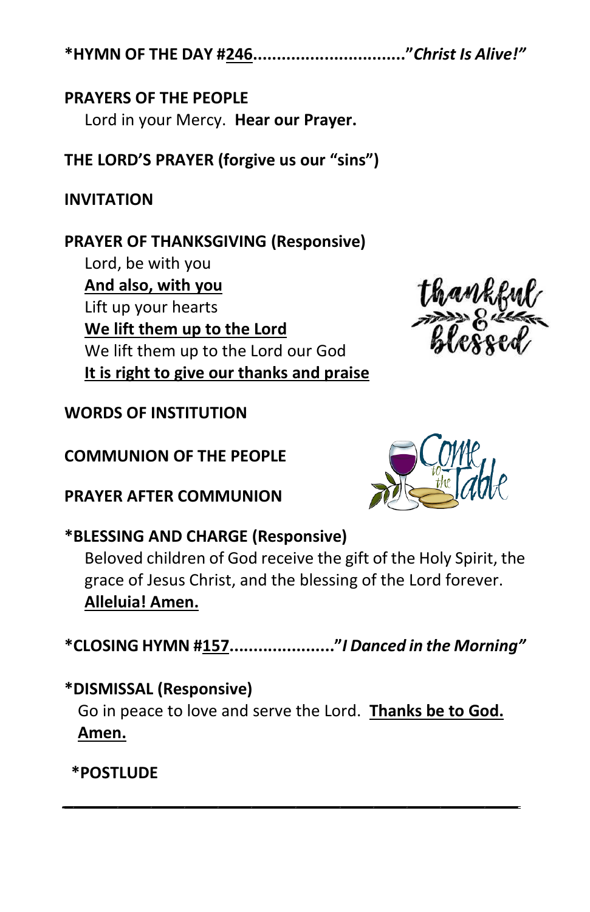**\*HYMN OF THE DAY #246................................"*Christ Is Alive!*"**

**PRAYERS OF THE PEOPLE**

Lord in your Mercy. **Hear our Prayer.**

**THE LORD'S PRAYER (forgive us our "sins")**

**INVITATION**

**PRAYER OF THANKSGIVING (Responsive)**

Lord, be with you
**And also, with you**
Lift up your hearts
**We lift them up to the Lord**
We lift them up to the Lord our God
**It is right to give our thanks and praise**

**WORDS OF INSTITUTION**

**COMMUNION OF THE PEOPLE**

**PRAYER AFTER COMMUNION**

**\*BLESSING AND CHARGE (Responsive)**

Beloved children of God receive the gift of the Holy Spirit, the grace of Jesus Christ, and the blessing of the Lord forever. **Alleluia! Amen.**

**\*CLOSING HYMN #157....................."*I Danced in the Morning*"**

**\*DISMISSAL (Responsive)**

Go in peace to love and serve the Lord. **Thanks be to God. Amen.**

**\*POSTLUDE**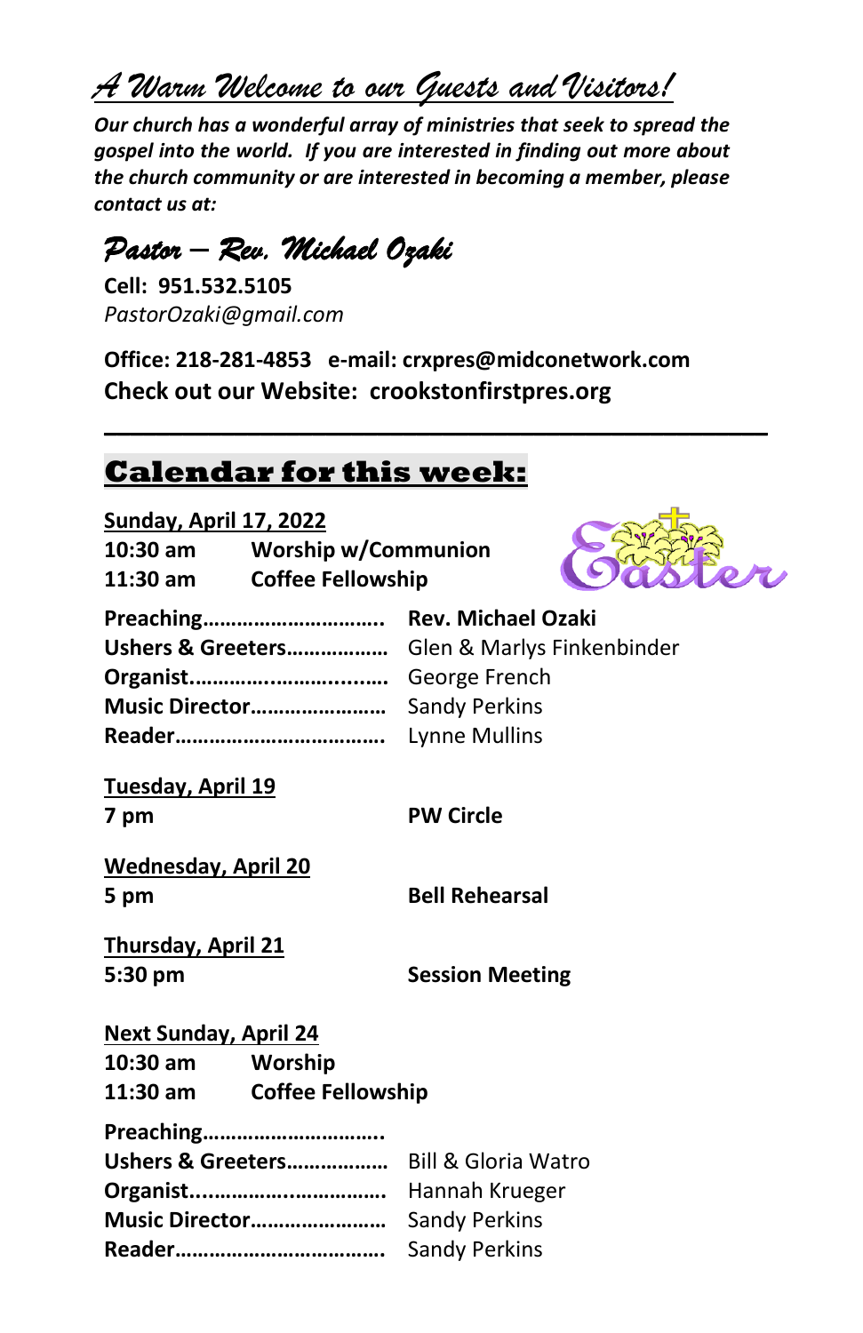# *A Warm Welcome to our Guests and Visitors!*

***Our church has a wonderful array of ministries that seek to spread the gospel into the world. If you are interested in finding out more about the church community or are interested in becoming a member, please contact us at:***

## *Pastor – Rev. Michael Ozaki*

**Cell: 951.532.5105**
*PastorOzaki@gmail.com*

**Office: 218-281-4853 e-mail: crxpres@midconetwork.com**
**Check out our Website: crookstonfirstpres.org**

---

## Calendar for this week:

**Sunday, April 17, 2022**
**10:30 am** **Worship w/Communion**
**11:30 am** **Coffee Fellowship**

Easter

| | |
|---|---|
| **Preaching…………………………** | **Rev. Michael Ozaki** |
| **Ushers & Greeters………………** | Glen & Marlys Finkenbinder |
| **Organist……………………………** | George French |
| **Music Director……………………** | Sandy Perkins |
| **Reader………………………………** | Lynne Mullins |

**Tuesday, April 19**
**7 pm** **PW Circle**

**Wednesday, April 20**
**5 pm** **Bell Rehearsal**

**Thursday, April 21**
**5:30 pm** **Session Meeting**

**Next Sunday, April 24**
**10:30 am** **Worship**
**11:30 am** **Coffee Fellowship**

| | |
|---|---|
| **Preaching…………………………** | |
| **Ushers & Greeters………………** | Bill & Gloria Watro |
| **Organist……………………………** | Hannah Krueger |
| **Music Director……………………** | Sandy Perkins |
| **Reader………………………………** | Sandy Perkins |